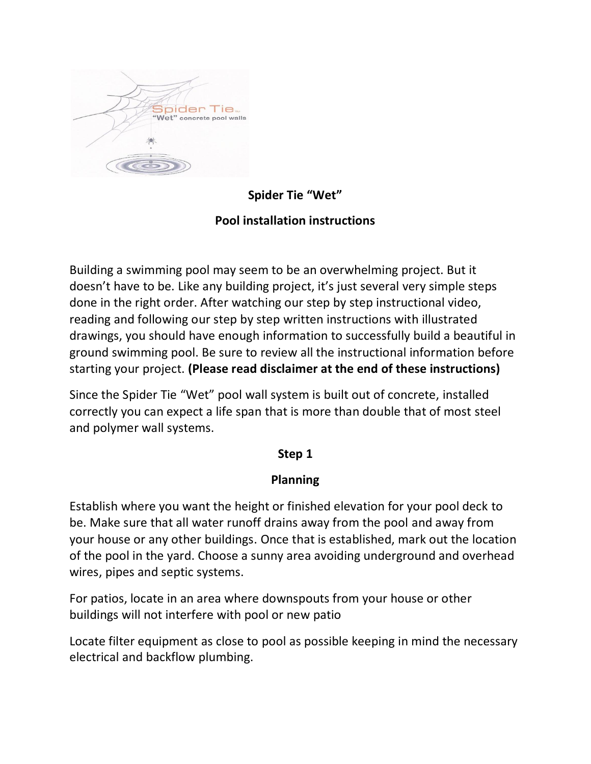# Spider Tie "Wet"

## Pool installation instructions

Building a swimming pool may seem to be an overwhelming project. But it doesn't have to be. Like any building project, it's just several very simple steps done in the right order. After watching our step by step instructional video, reading and following our step by step written instructions with illustrated drawings, you should have enough information to successfully build a beautiful in ground swimming pool. Be sure to review all the instructional information before starting your project. **(Please read disclaimer at the end of these instructions)**

Since the Spider Tie "Wet" pool wall system is built out of concrete, installed correctly you can expect a life span that is more than double that of most steel and polymer wall systems.

### Step 1

### Planning

Establish where you want the height or finished elevation for your pool deck to be. Make sure that all water runoff drains away from the pool and away from your house or any other buildings. Once that is established, mark out the location of the pool in the yard. Choose a sunny area avoiding underground and overhead wires, pipes and septic systems.

For patios, locate in an area where downspouts from your house or other buildings will not interfere with pool or new patio

Locate filter equipment as close to pool as possible keeping in mind the necessary electrical and backflow plumbing.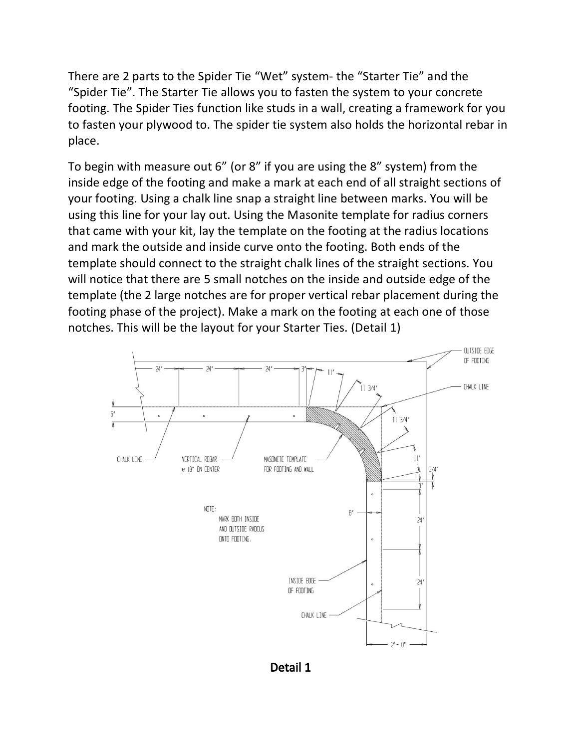There are 2 parts to the Spider Tie “Wet” system- the “Starter Tie” and the “Spider Tie”. The Starter Tie allows you to fasten the system to your concrete footing. The Spider Ties function like studs in a wall, creating a framework for you to fasten your plywood to. The spider tie system also holds the horizontal rebar in place.

To begin with measure out 6” (or 8” if you are using the 8” system) from the inside edge of the footing and make a mark at each end of all straight sections of your footing. Using a chalk line snap a straight line between marks. You will be using this line for your lay out. Using the Masonite template for radius corners that came with your kit, lay the template on the footing at the radius locations and mark the outside and inside curve onto the footing. Both ends of the template should connect to the straight chalk lines of the straight sections. You will notice that there are 5 small notches on the inside and outside edge of the template (the 2 large notches are for proper vertical rebar placement during the footing phase of the project). Make a mark on the footing at each one of those notches. This will be the layout for your Starter Ties. (Detail 1)

OUTSIDE EDGE OF FOOTING

CHALK LINE

24" 24" 24" 3" 11" 11 3/4" 11 3/4" 11" 3/4" 3" 24" 24" 6" 6" 2' - 0"

CHALK LINE

VERTICAL REBAR @ 18" ON CENTER

MASONITE TEMPLATE FOR FOOTING AND WALL

NOTE:
MARK BOTH INSIDE AND OUTSIDE RADIUS ONTO FOOTING.

INSIDE EDGE OF FOOTING

CHALK LINE

**Detail 1**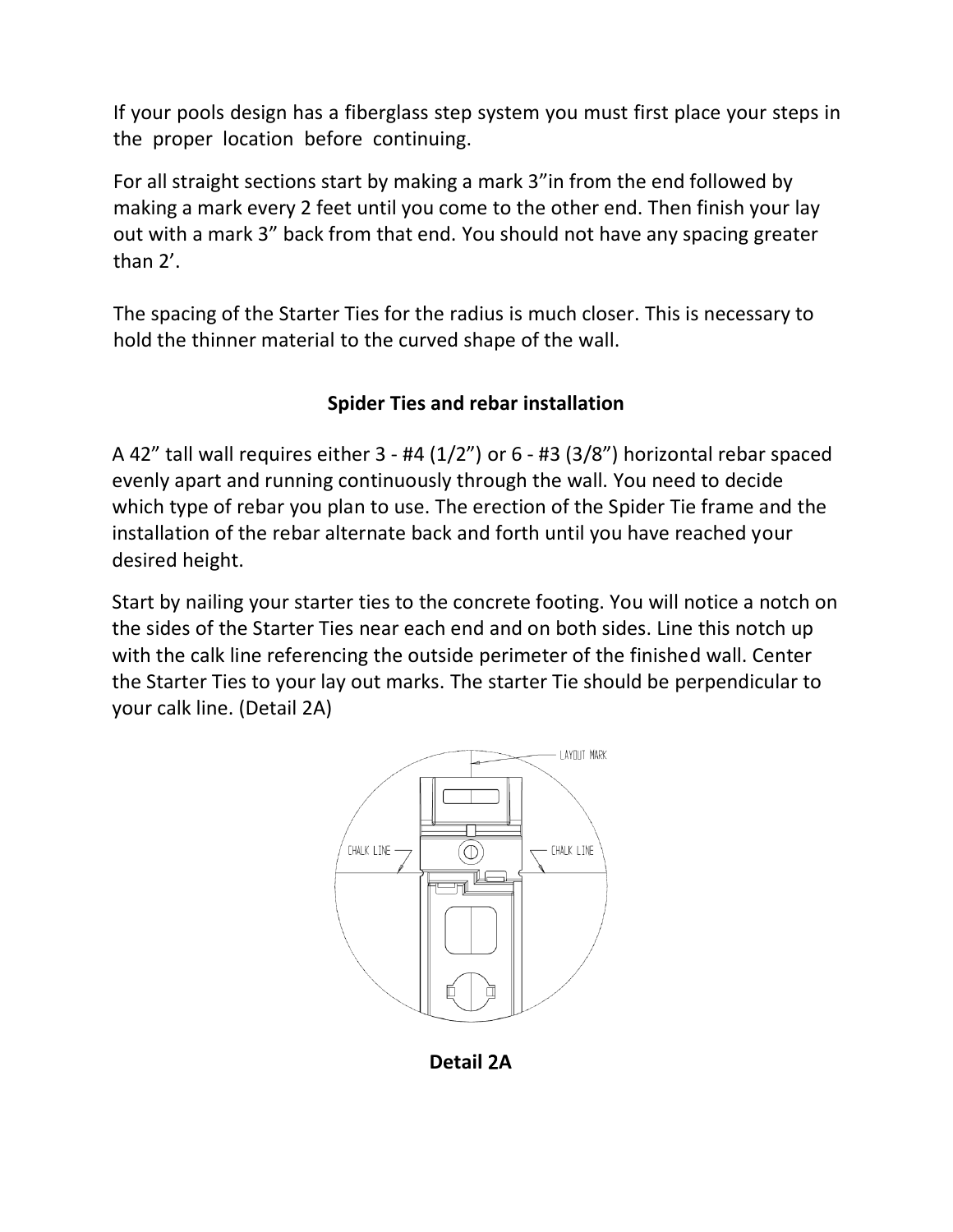If your pools design has a fiberglass step system you must first place your steps in the proper location before continuing.

For all straight sections start by making a mark 3"in from the end followed by making a mark every 2 feet until you come to the other end. Then finish your lay out with a mark 3" back from that end. You should not have any spacing greater than 2'.

The spacing of the Starter Ties for the radius is much closer. This is necessary to hold the thinner material to the curved shape of the wall.

## Spider Ties and rebar installation

A 42" tall wall requires either 3 - #4 (1/2") or 6 - #3 (3/8") horizontal rebar spaced evenly apart and running continuously through the wall. You need to decide which type of rebar you plan to use. The erection of the Spider Tie frame and the installation of the rebar alternate back and forth until you have reached your desired height.

Start by nailing your starter ties to the concrete footing. You will notice a notch on the sides of the Starter Ties near each end and on both sides. Line this notch up with the calk line referencing the outside perimeter of the finished wall. Center the Starter Ties to your lay out marks. The starter Tie should be perpendicular to your calk line. (Detail 2A)

LAYOUT MARK

CHALK LINE

CHALK LINE

**Detail 2A**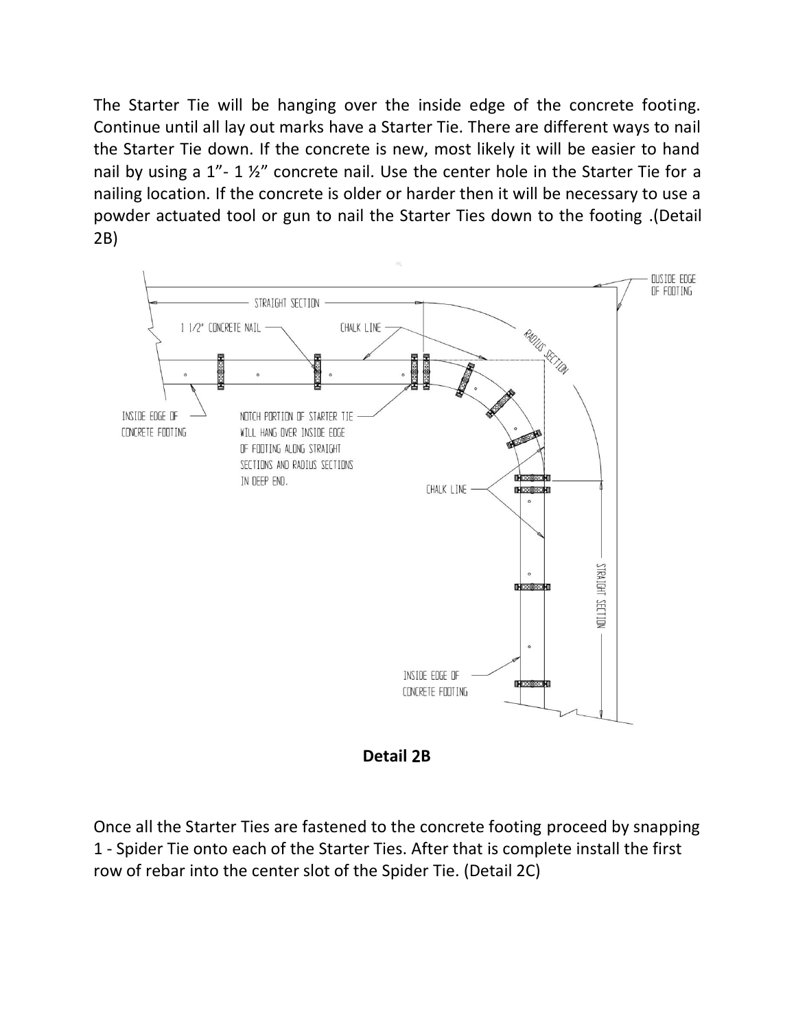The Starter Tie will be hanging over the inside edge of the concrete footing. Continue until all lay out marks have a Starter Tie. There are different ways to nail the Starter Tie down. If the concrete is new, most likely it will be easier to hand nail by using a 1”- 1 ½” concrete nail. Use the center hole in the Starter Tie for a nailing location. If the concrete is older or harder then it will be necessary to use a powder actuated tool or gun to nail the Starter Ties down to the footing .(Detail 2B)

**Detail 2B**

Once all the Starter Ties are fastened to the concrete footing proceed by snapping 1 - Spider Tie onto each of the Starter Ties. After that is complete install the first row of rebar into the center slot of the Spider Tie. (Detail 2C)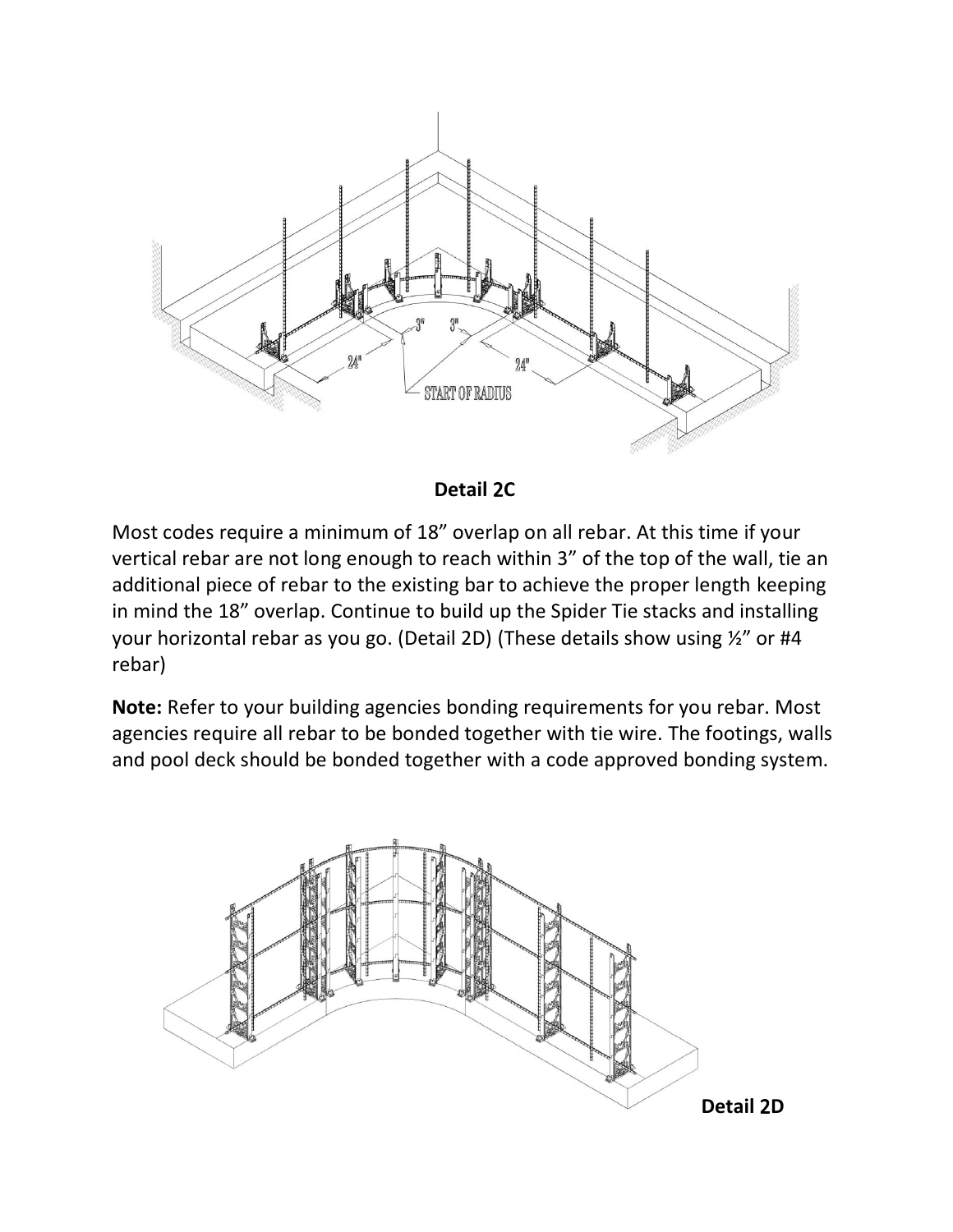**Detail 2C**

Most codes require a minimum of 18” overlap on all rebar. At this time if your vertical rebar are not long enough to reach within 3” of the top of the wall, tie an additional piece of rebar to the existing bar to achieve the proper length keeping in mind the 18” overlap. Continue to build up the Spider Tie stacks and installing your horizontal rebar as you go. (Detail 2D) (These details show using ½” or #4 rebar)

**Note:** Refer to your building agencies bonding requirements for you rebar. Most agencies require all rebar to be bonded together with tie wire. The footings, walls and pool deck should be bonded together with a code approved bonding system.

**Detail 2D**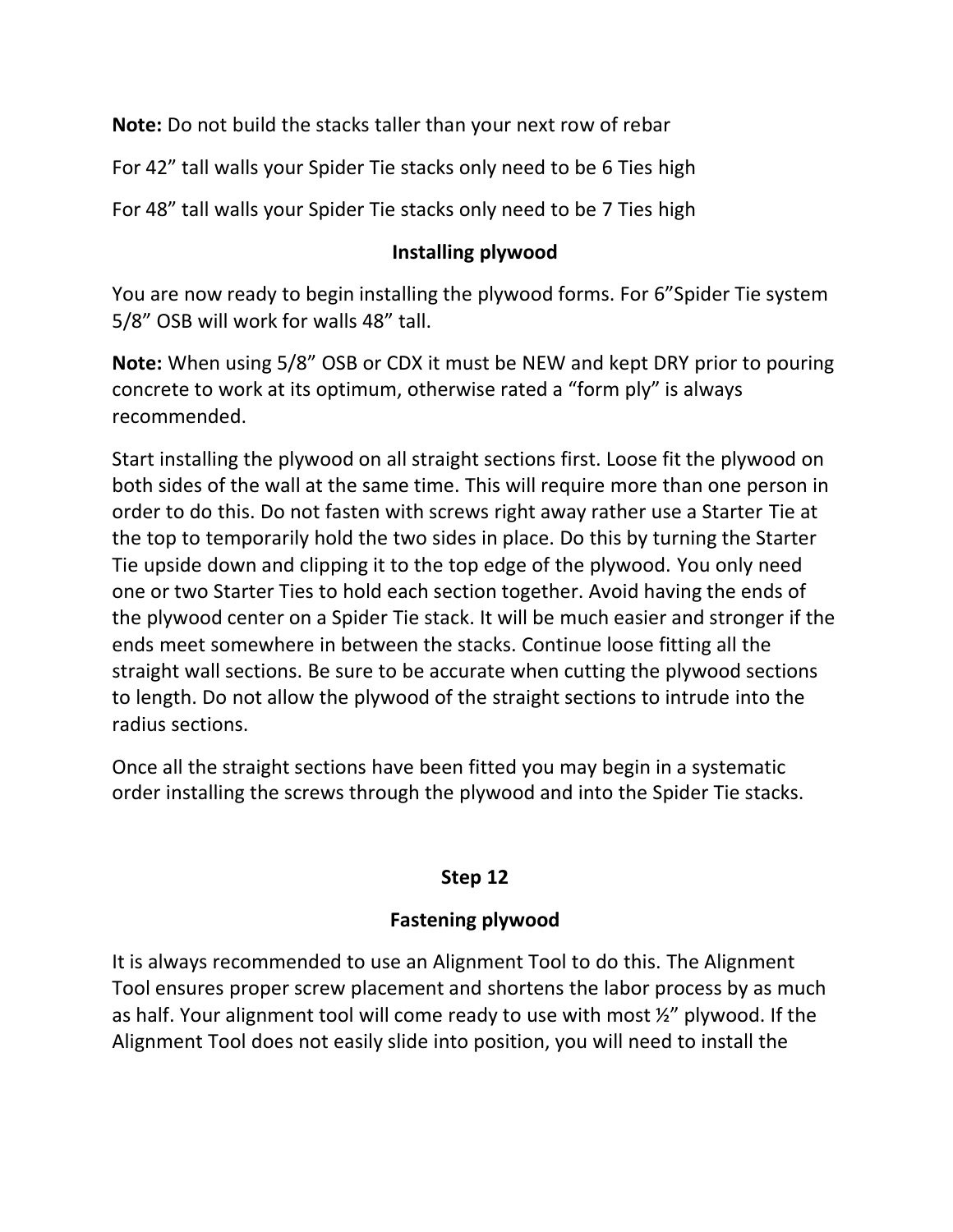**Note:** Do not build the stacks taller than your next row of rebar

For 42" tall walls your Spider Tie stacks only need to be 6 Ties high

For 48" tall walls your Spider Tie stacks only need to be 7 Ties high

## Installing plywood

You are now ready to begin installing the plywood forms. For 6"Spider Tie system 5/8" OSB will work for walls 48" tall.

**Note:** When using 5/8" OSB or CDX it must be NEW and kept DRY prior to pouring concrete to work at its optimum, otherwise rated a "form ply" is always recommended.

Start installing the plywood on all straight sections first. Loose fit the plywood on both sides of the wall at the same time. This will require more than one person in order to do this. Do not fasten with screws right away rather use a Starter Tie at the top to temporarily hold the two sides in place. Do this by turning the Starter Tie upside down and clipping it to the top edge of the plywood. You only need one or two Starter Ties to hold each section together. Avoid having the ends of the plywood center on a Spider Tie stack. It will be much easier and stronger if the ends meet somewhere in between the stacks. Continue loose fitting all the straight wall sections. Be sure to be accurate when cutting the plywood sections to length. Do not allow the plywood of the straight sections to intrude into the radius sections.

Once all the straight sections have been fitted you may begin in a systematic order installing the screws through the plywood and into the Spider Tie stacks.

## Step 12

## Fastening plywood

It is always recommended to use an Alignment Tool to do this. The Alignment Tool ensures proper screw placement and shortens the labor process by as much as half. Your alignment tool will come ready to use with most ½" plywood. If the Alignment Tool does not easily slide into position, you will need to install the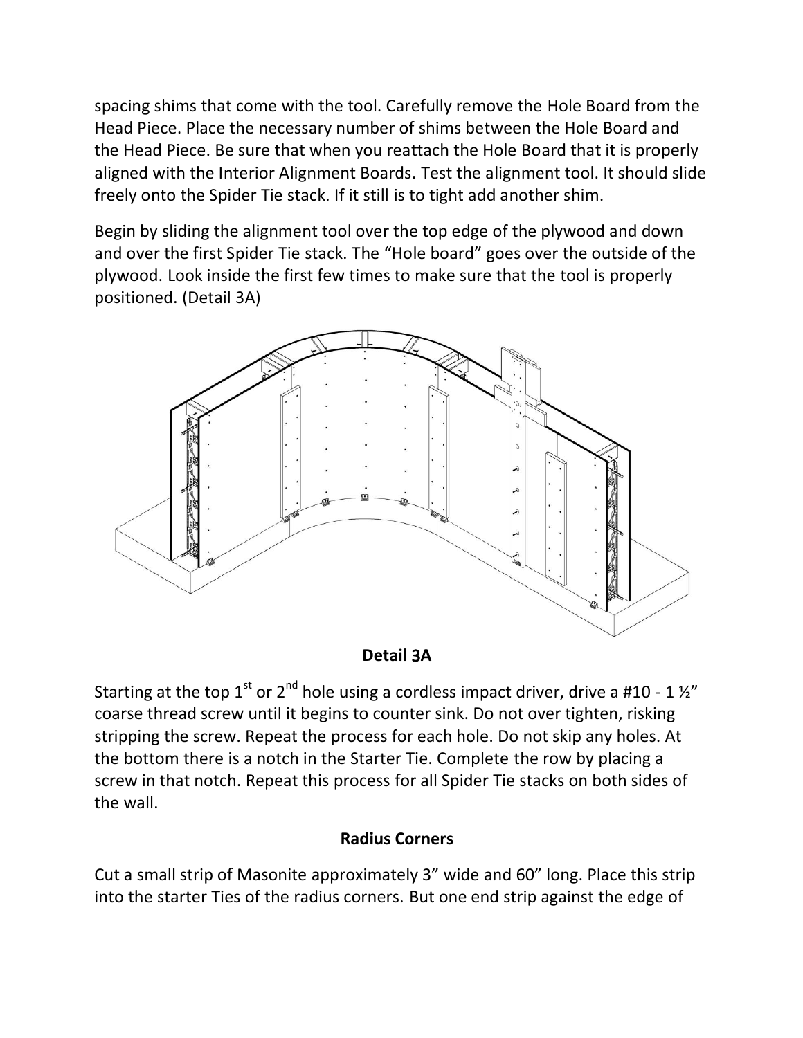spacing shims that come with the tool. Carefully remove the Hole Board from the Head Piece. Place the necessary number of shims between the Hole Board and the Head Piece. Be sure that when you reattach the Hole Board that it is properly aligned with the Interior Alignment Boards. Test the alignment tool. It should slide freely onto the Spider Tie stack. If it still is to tight add another shim.

Begin by sliding the alignment tool over the top edge of the plywood and down and over the first Spider Tie stack. The "Hole board" goes over the outside of the plywood. Look inside the first few times to make sure that the tool is properly positioned. (Detail 3A)

**Detail 3A**

Starting at the top 1st or 2nd hole using a cordless impact driver, drive a #10 - 1 ½" coarse thread screw until it begins to counter sink. Do not over tighten, risking stripping the screw. Repeat the process for each hole. Do not skip any holes. At the bottom there is a notch in the Starter Tie. Complete the row by placing a screw in that notch. Repeat this process for all Spider Tie stacks on both sides of the wall.

**Radius Corners**

Cut a small strip of Masonite approximately 3" wide and 60" long. Place this strip into the starter Ties of the radius corners. But one end strip against the edge of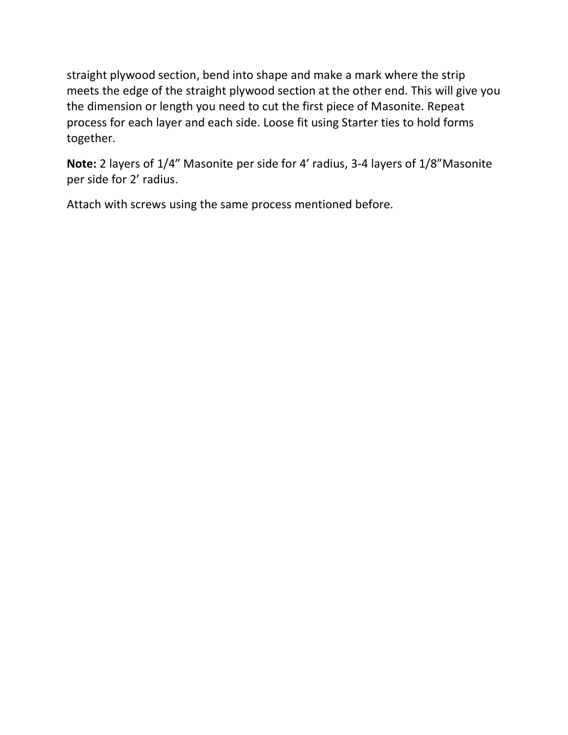straight plywood section, bend into shape and make a mark where the strip meets the edge of the straight plywood section at the other end. This will give you the dimension or length you need to cut the first piece of Masonite. Repeat process for each layer and each side. Loose fit using Starter ties to hold forms together.

**Note:** 2 layers of 1/4" Masonite per side for 4' radius, 3-4 layers of 1/8"Masonite per side for 2' radius.

Attach with screws using the same process mentioned before.